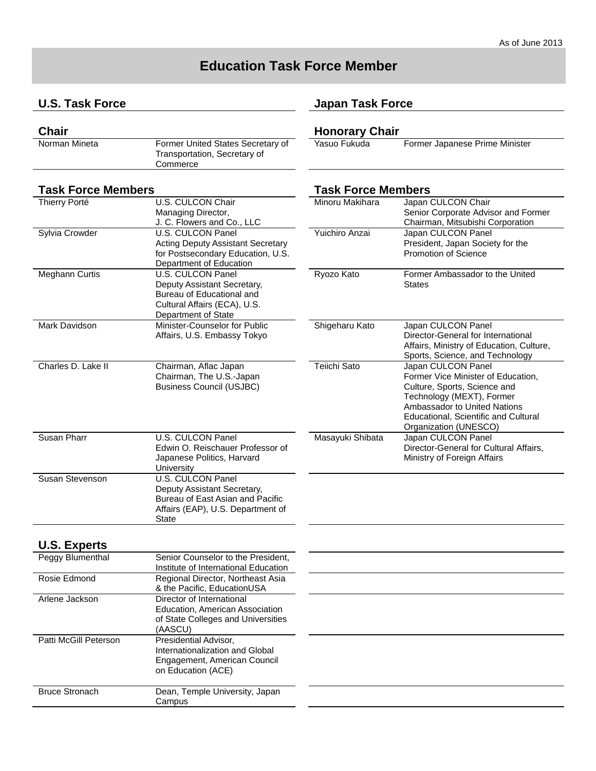As of June 2013

# Education Task Force Member

## U.S. Task Force

### Chair

| Name | Title |
| --- | --- |
| Norman Mineta | Former United States Secretary of Transportation, Secretary of Commerce |

### Task Force Members

| Name | Title |
| --- | --- |
| Thierry Porté | U.S. CULCON Chair<br>Managing Director, J. C. Flowers and Co., LLC |
| Sylvia Crowder | U.S. CULCON Panel<br>Acting Deputy Assistant Secretary for Postsecondary Education, U.S. Department of Education |
| Meghann Curtis | U.S. CULCON Panel<br>Deputy Assistant Secretary, Bureau of Educational and Cultural Affairs (ECA), U.S. Department of State |
| Mark Davidson | Minister-Counselor for Public Affairs, U.S. Embassy Tokyo |
| Charles D. Lake II | Chairman, Aflac Japan<br>Chairman, The U.S.-Japan Business Council (USJBC) |
| Susan Pharr | U.S. CULCON Panel<br>Edwin O. Reischauer Professor of Japanese Politics, Harvard University |
| Susan Stevenson | U.S. CULCON Panel<br>Deputy Assistant Secretary, Bureau of East Asian and Pacific Affairs (EAP), U.S. Department of State |

### U.S. Experts

| Name | Title |
| --- | --- |
| Peggy Blumenthal | Senior Counselor to the President, Institute of International Education |
| Rosie Edmond | Regional Director, Northeast Asia & the Pacific, EducationUSA |
| Arlene Jackson | Director of International Education, American Association of State Colleges and Universities (AASCU) |
| Patti McGill Peterson | Presidential Advisor, Internationalization and Global Engagement, American Council on Education (ACE) |
| Bruce Stronach | Dean, Temple University, Japan Campus |

## Japan Task Force

### Honorary Chair

| Name | Title |
| --- | --- |
| Yasuo Fukuda | Former Japanese Prime Minister |

### Task Force Members

| Name | Title |
| --- | --- |
| Minoru Makihara | Japan CULCON Chair<br>Senior Corporate Advisor and Former Chairman, Mitsubishi Corporation |
| Yuichiro Anzai | Japan CULCON Panel<br>President, Japan Society for the Promotion of Science |
| Ryozo Kato | Former Ambassador to the United States |
| Shigeharu Kato | Japan CULCON Panel<br>Director-General for International Affairs, Ministry of Education, Culture, Sports, Science, and Technology |
| Teiichi Sato | Japan CULCON Panel<br>Former Vice Minister of Education, Culture, Sports, Science and Technology (MEXT), Former Ambassador to United Nations Educational, Scientific and Cultural Organization (UNESCO) |
| Masayuki Shibata | Japan CULCON Panel<br>Director-General for Cultural Affairs, Ministry of Foreign Affairs |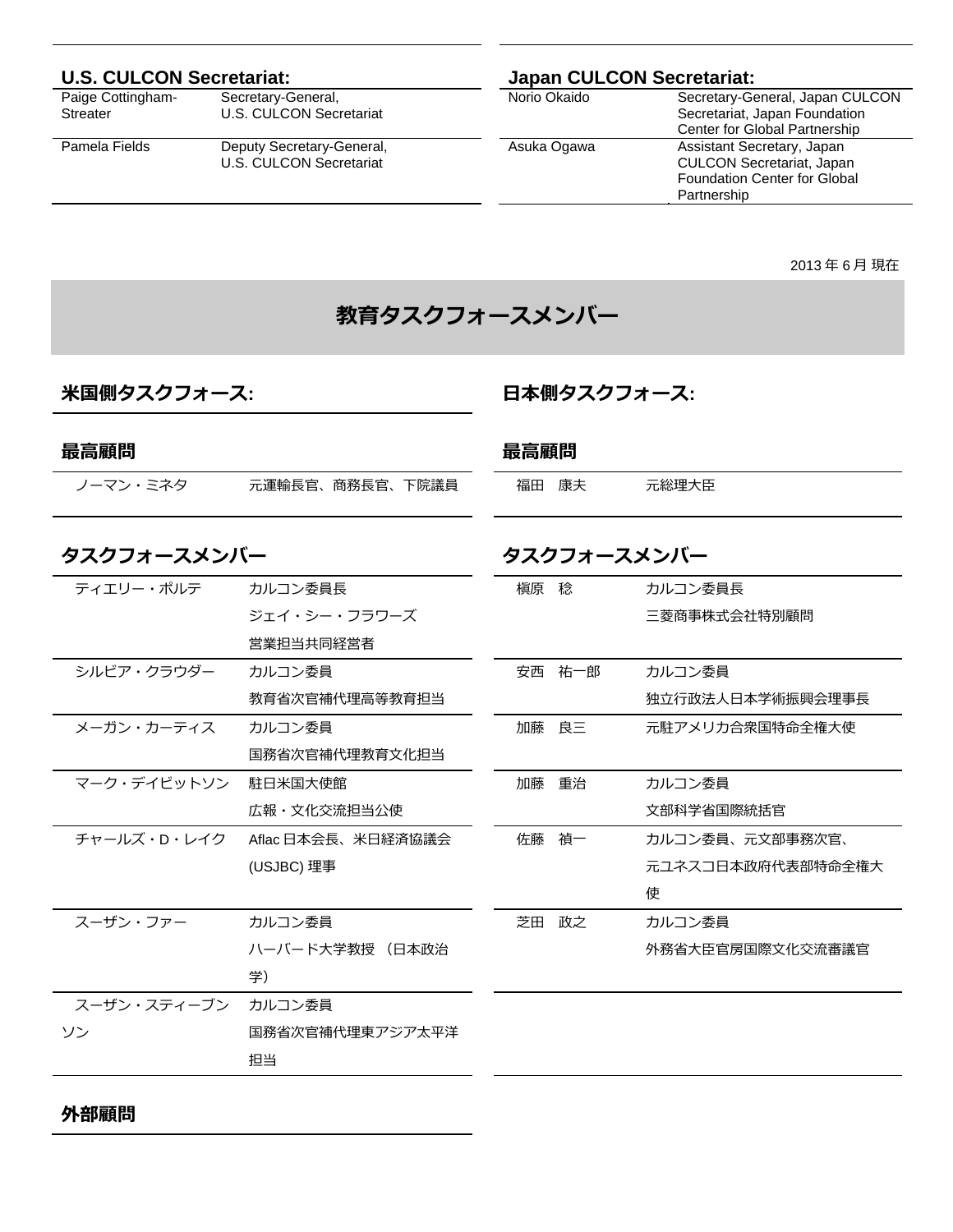### U.S. CULCON Secretariat:

| | |
|---|---|
| Paige Cottingham-Streater | Secretary-General, U.S. CULCON Secretariat |
| Pamela Fields | Deputy Secretary-General, U.S. CULCON Secretariat |

### Japan CULCON Secretariat:

| | |
|---|---|
| Norio Okaido | Secretary-General, Japan CULCON Secretariat, Japan Foundation Center for Global Partnership |
| Asuka Ogawa | Assistant Secretary, Japan CULCON Secretariat, Japan Foundation Center for Global Partnership |

2013 年 6 月 現在

# 教育タスクフォースメンバー

## 米国側タスクフォース:

### 最高顧問

| | |
|---|---|
| ノーマン・ミネタ | 元運輸長官、商務長官、下院議員 |

### タスクフォースメンバー

| | |
|---|---|
| ティエリー・ポルテ | カルコン委員長<br>ジェイ・シー・フラワーズ<br>営業担当共同経営者 |
| シルビア・クラウダー | カルコン委員<br>教育省次官補代理高等教育担当 |
| メーガン・カーティス | カルコン委員<br>国務省次官補代理教育文化担当 |
| マーク・デイビットソン | 駐日米国大使館<br>広報・文化交流担当公使 |
| チャールズ・D・レイク | Aflac 日本会長、米日経済協議会 (USJBC) 理事 |
| スーザン・ファー | カルコン委員<br>ハーバード大学教授 （日本政治学） |
| スーザン・スティーブンソン | カルコン委員<br>国務省次官補代理東アジア太平洋担当 |

### 外部顧問

## 日本側タスクフォース:

### 最高顧問

| | |
|---|---|
| 福田　康夫 | 元総理大臣 |

### タスクフォースメンバー

| | |
|---|---|
| 槙原　稔 | カルコン委員長<br>三菱商事株式会社特別顧問 |
| 安西　祐一郎 | カルコン委員<br>独立行政法人日本学術振興会理事長 |
| 加藤　良三 | 元駐アメリカ合衆国特命全権大使 |
| 加藤　重治 | カルコン委員<br>文部科学省国際統括官 |
| 佐藤　禎一 | カルコン委員、元文部事務次官、<br>元ユネスコ日本政府代表部特命全権大使 |
| 芝田　政之 | カルコン委員<br>外務省大臣官房国際文化交流審議官 |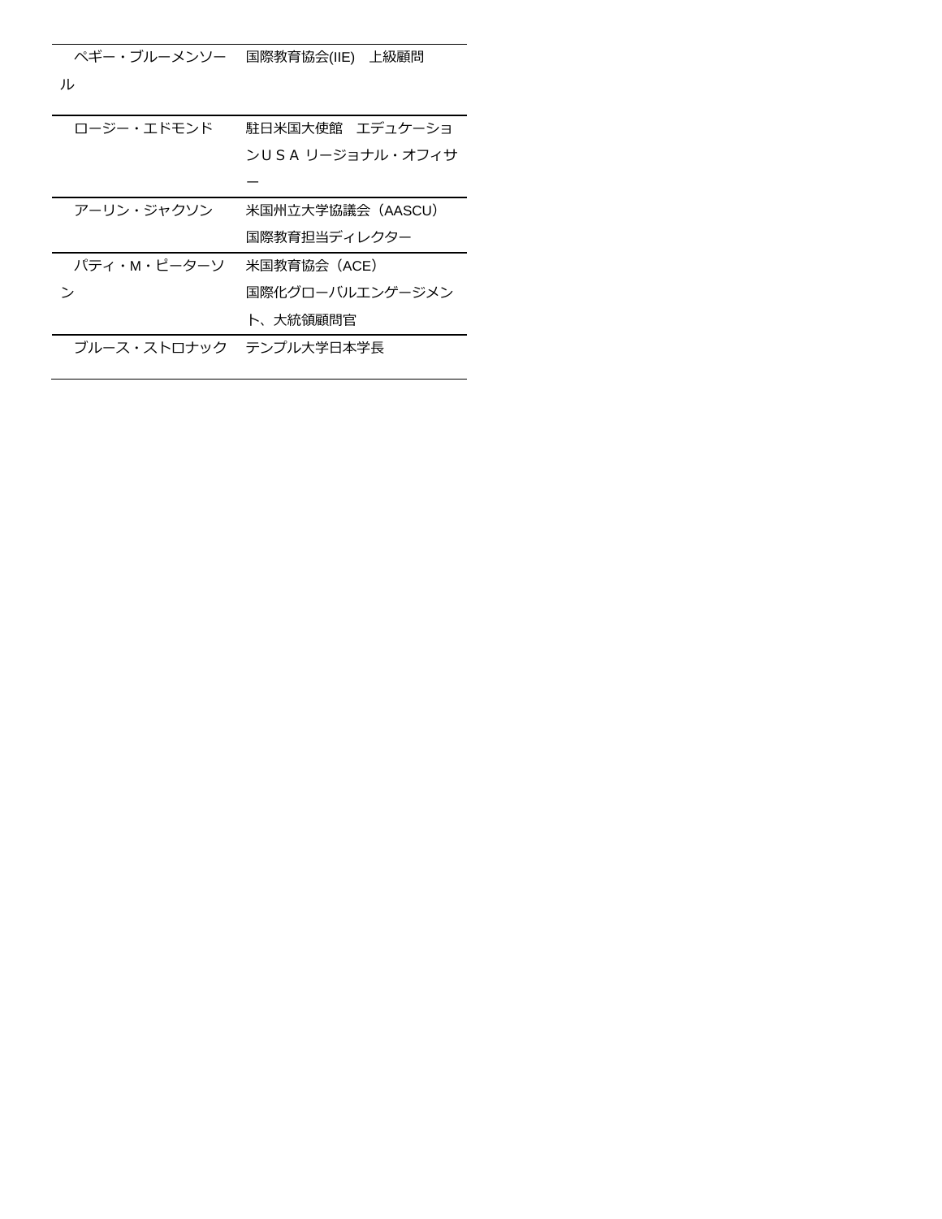| | |
|---|---|
| ペギー・ブルーメンソール | 国際教育協会(IIE)　上級顧問 |
| ロージー・エドモンド | 駐日米国大使館　エデュケーションＵＳＡ リージョナル・オフィサー |
| アーリン・ジャクソン | 米国州立大学協議会（AASCU）国際教育担当ディレクター |
| パティ・M・ピーターソン | 米国教育協会（ACE）国際化グローバルエンゲージメント、大統領顧問官 |
| ブルース・ストロナック | テンプル大学日本学長 |